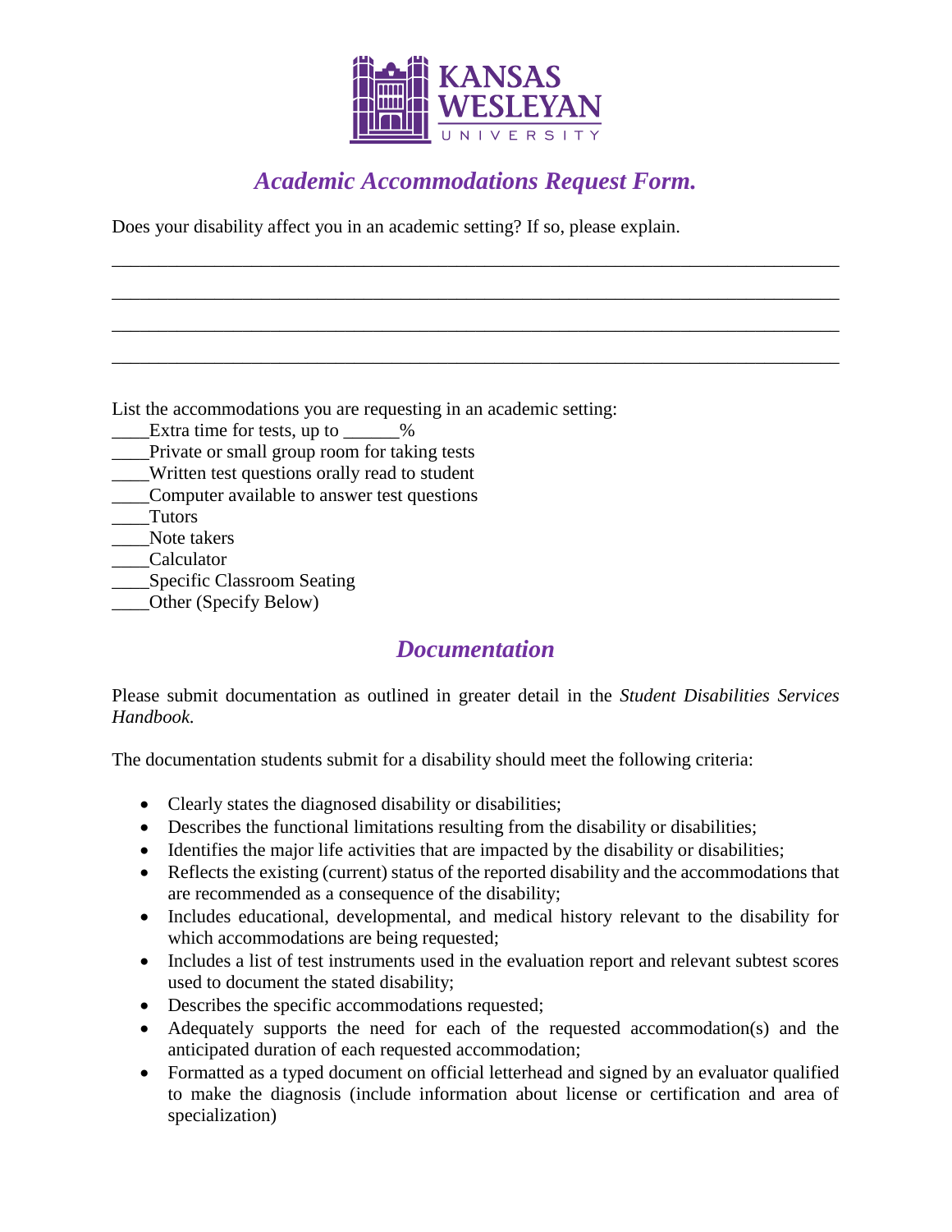KANSAS WESLEYAN UNIVERSITY

# *Academic Accommodations Request Form.*

Does your disability affect you in an academic setting? If so, please explain.

\_\_\_\_\_\_\_\_\_\_\_\_\_\_\_\_\_\_\_\_\_\_\_\_\_\_\_\_\_\_\_\_\_\_\_\_\_\_\_\_\_\_\_\_\_\_\_\_\_\_\_\_\_\_\_\_\_\_\_\_\_\_\_\_\_\_\_\_\_\_\_\_\_\_

\_\_\_\_\_\_\_\_\_\_\_\_\_\_\_\_\_\_\_\_\_\_\_\_\_\_\_\_\_\_\_\_\_\_\_\_\_\_\_\_\_\_\_\_\_\_\_\_\_\_\_\_\_\_\_\_\_\_\_\_\_\_\_\_\_\_\_\_\_\_\_\_\_\_

\_\_\_\_\_\_\_\_\_\_\_\_\_\_\_\_\_\_\_\_\_\_\_\_\_\_\_\_\_\_\_\_\_\_\_\_\_\_\_\_\_\_\_\_\_\_\_\_\_\_\_\_\_\_\_\_\_\_\_\_\_\_\_\_\_\_\_\_\_\_\_\_\_\_

\_\_\_\_\_\_\_\_\_\_\_\_\_\_\_\_\_\_\_\_\_\_\_\_\_\_\_\_\_\_\_\_\_\_\_\_\_\_\_\_\_\_\_\_\_\_\_\_\_\_\_\_\_\_\_\_\_\_\_\_\_\_\_\_\_\_\_\_\_\_\_\_\_\_

List the accommodations you are requesting in an academic setting:

\_\_\_\_Extra time for tests, up to \_\_\_\_\_\_%  
\_\_\_\_Private or small group room for taking tests  
\_\_\_\_Written test questions orally read to student  
\_\_\_\_Computer available to answer test questions  
\_\_\_\_Tutors  
\_\_\_\_Note takers  
\_\_\_\_Calculator  
\_\_\_\_Specific Classroom Seating  
\_\_\_\_Other (Specify Below)

## *Documentation*

Please submit documentation as outlined in greater detail in the *Student Disabilities Services Handbook.*

The documentation students submit for a disability should meet the following criteria:

- Clearly states the diagnosed disability or disabilities;
- Describes the functional limitations resulting from the disability or disabilities;
- Identifies the major life activities that are impacted by the disability or disabilities;
- Reflects the existing (current) status of the reported disability and the accommodations that are recommended as a consequence of the disability;
- Includes educational, developmental, and medical history relevant to the disability for which accommodations are being requested;
- Includes a list of test instruments used in the evaluation report and relevant subtest scores used to document the stated disability;
- Describes the specific accommodations requested;
- Adequately supports the need for each of the requested accommodation(s) and the anticipated duration of each requested accommodation;
- Formatted as a typed document on official letterhead and signed by an evaluator qualified to make the diagnosis (include information about license or certification and area of specialization)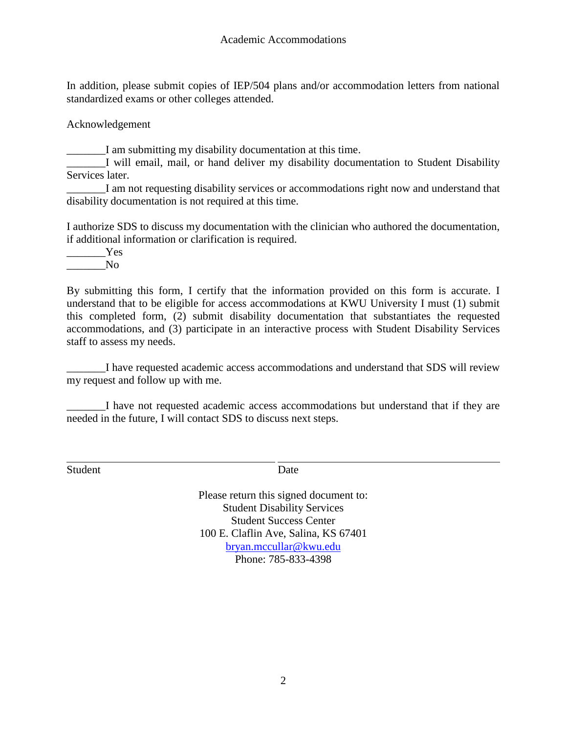In addition, please submit copies of IEP/504 plans and/or accommodation letters from national standardized exams or other colleges attended.

Acknowledgement

_______I am submitting my disability documentation at this time.
_______I will email, mail, or hand deliver my disability documentation to Student Disability Services later.
_______I am not requesting disability services or accommodations right now and understand that disability documentation is not required at this time.

I authorize SDS to discuss my documentation with the clinician who authored the documentation, if additional information or clarification is required.
_______Yes
_______No

By submitting this form, I certify that the information provided on this form is accurate. I understand that to be eligible for access accommodations at KWU University I must (1) submit this completed form, (2) submit disability documentation that substantiates the requested accommodations, and (3) participate in an interactive process with Student Disability Services staff to assess my needs.

_______I have requested academic access accommodations and understand that SDS will review my request and follow up with me.

_______I have not requested academic access accommodations but understand that if they are needed in the future, I will contact SDS to discuss next steps.

_______________________________ _______________________________
Student Date

Please return this signed document to:
Student Disability Services
Student Success Center
100 E. Claflin Ave, Salina, KS 67401
bryan.mccullar@kwu.edu
Phone: 785-833-4398